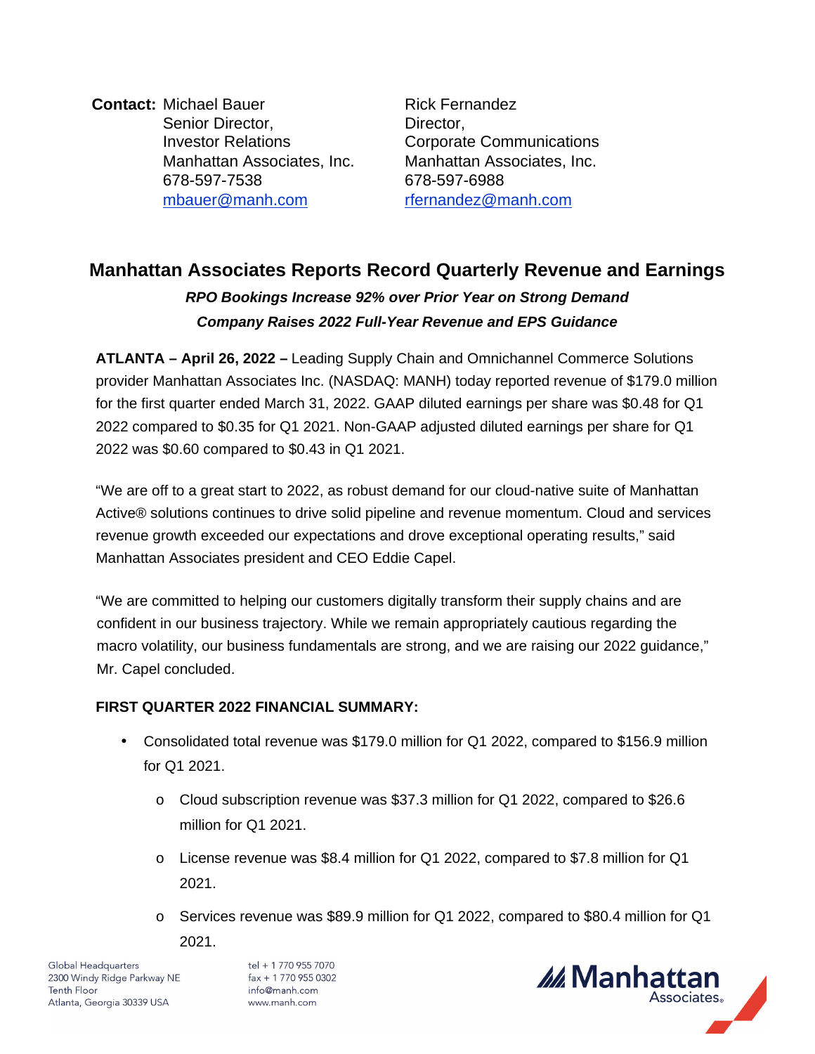**Contact:** Michael Bauer
Senior Director,
Investor Relations
Manhattan Associates, Inc.
678-597-7538
mbauer@manh.com

Rick Fernandez
Director,
Corporate Communications
Manhattan Associates, Inc.
678-597-6988
rfernandez@manh.com

# Manhattan Associates Reports Record Quarterly Revenue and Earnings

***RPO Bookings Increase 92% over Prior Year on Strong Demand***

***Company Raises 2022 Full-Year Revenue and EPS Guidance***

**ATLANTA – April 26, 2022 –** Leading Supply Chain and Omnichannel Commerce Solutions provider Manhattan Associates Inc. (NASDAQ: MANH) today reported revenue of $179.0 million for the first quarter ended March 31, 2022. GAAP diluted earnings per share was $0.48 for Q1 2022 compared to $0.35 for Q1 2021. Non-GAAP adjusted diluted earnings per share for Q1 2022 was $0.60 compared to $0.43 in Q1 2021.

"We are off to a great start to 2022, as robust demand for our cloud-native suite of Manhattan Active® solutions continues to drive solid pipeline and revenue momentum. Cloud and services revenue growth exceeded our expectations and drove exceptional operating results," said Manhattan Associates president and CEO Eddie Capel.

"We are committed to helping our customers digitally transform their supply chains and are confident in our business trajectory. While we remain appropriately cautious regarding the macro volatility, our business fundamentals are strong, and we are raising our 2022 guidance," Mr. Capel concluded.

**FIRST QUARTER 2022 FINANCIAL SUMMARY:**

- Consolidated total revenue was $179.0 million for Q1 2022, compared to $156.9 million for Q1 2021.
  - Cloud subscription revenue was $37.3 million for Q1 2022, compared to $26.6 million for Q1 2021.
  - License revenue was $8.4 million for Q1 2022, compared to $7.8 million for Q1 2021.
  - Services revenue was $89.9 million for Q1 2022, compared to $80.4 million for Q1 2021.

Global Headquarters
2300 Windy Ridge Parkway NE
Tenth Floor
Atlanta, Georgia 30339 USA

tel + 1 770 955 7070
fax + 1 770 955 0302
info@manh.com
www.manh.com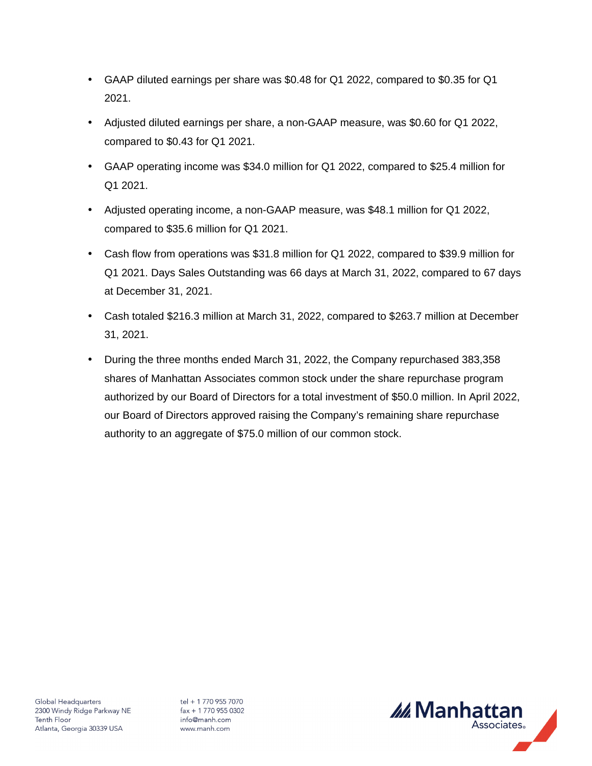- GAAP diluted earnings per share was $0.48 for Q1 2022, compared to $0.35 for Q1 2021.
- Adjusted diluted earnings per share, a non-GAAP measure, was $0.60 for Q1 2022, compared to $0.43 for Q1 2021.
- GAAP operating income was $34.0 million for Q1 2022, compared to $25.4 million for Q1 2021.
- Adjusted operating income, a non-GAAP measure, was $48.1 million for Q1 2022, compared to $35.6 million for Q1 2021.
- Cash flow from operations was $31.8 million for Q1 2022, compared to $39.9 million for Q1 2021. Days Sales Outstanding was 66 days at March 31, 2022, compared to 67 days at December 31, 2021.
- Cash totaled $216.3 million at March 31, 2022, compared to $263.7 million at December 31, 2021.
- During the three months ended March 31, 2022, the Company repurchased 383,358 shares of Manhattan Associates common stock under the share repurchase program authorized by our Board of Directors for a total investment of $50.0 million. In April 2022, our Board of Directors approved raising the Company's remaining share repurchase authority to an aggregate of $75.0 million of our common stock.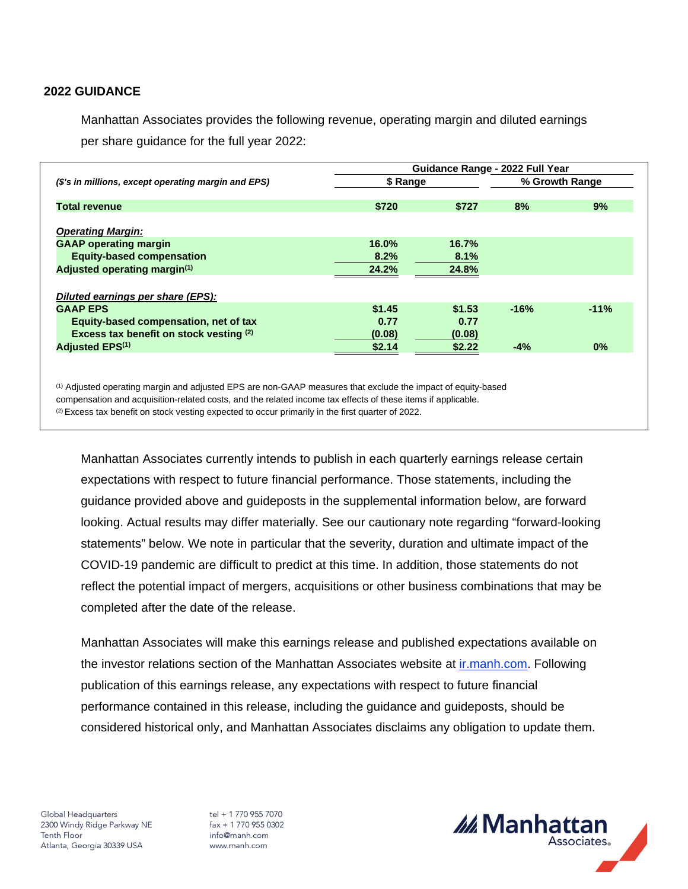## 2022 GUIDANCE

Manhattan Associates provides the following revenue, operating margin and diluted earnings per share guidance for the full year 2022:

| *($'s in millions, except operating margin and EPS)* | Guidance Range - 2022 Full Year | | | |
|---|---|---|---|---|
| | $ Range | | % Growth Range | |
| **Total revenue** | **$720** | **$727** | **8%** | **9%** |
| ***Operating Margin:*** | | | | |
| **GAAP operating margin** | **16.0%** | **16.7%** | | |
| **Equity-based compensation** | **8.2%** | **8.1%** | | |
| **Adjusted operating margin[1]** | **24.2%** | **24.8%** | | |
| ***Diluted earnings per share (EPS):*** | | | | |
| **GAAP EPS** | **$1.45** | **$1.53** | **-16%** | **-11%** |
| **Equity-based compensation, net of tax** | **0.77** | **0.77** | | |
| **Excess tax benefit on stock vesting [2]** | **(0.08)** | **(0.08)** | | |
| **Adjusted EPS[1]** | **$2.14** | **$2.22** | **-4%** | **0%** |

[1] Adjusted operating margin and adjusted EPS are non-GAAP measures that exclude the impact of equity-based compensation and acquisition-related costs, and the related income tax effects of these items if applicable.
[2] Excess tax benefit on stock vesting expected to occur primarily in the first quarter of 2022.

Manhattan Associates currently intends to publish in each quarterly earnings release certain expectations with respect to future financial performance. Those statements, including the guidance provided above and guideposts in the supplemental information below, are forward looking. Actual results may differ materially. See our cautionary note regarding "forward-looking statements" below. We note in particular that the severity, duration and ultimate impact of the COVID-19 pandemic are difficult to predict at this time. In addition, those statements do not reflect the potential impact of mergers, acquisitions or other business combinations that may be completed after the date of the release.

Manhattan Associates will make this earnings release and published expectations available on the investor relations section of the Manhattan Associates website at ir.manh.com. Following publication of this earnings release, any expectations with respect to future financial performance contained in this release, including the guidance and guideposts, should be considered historical only, and Manhattan Associates disclaims any obligation to update them.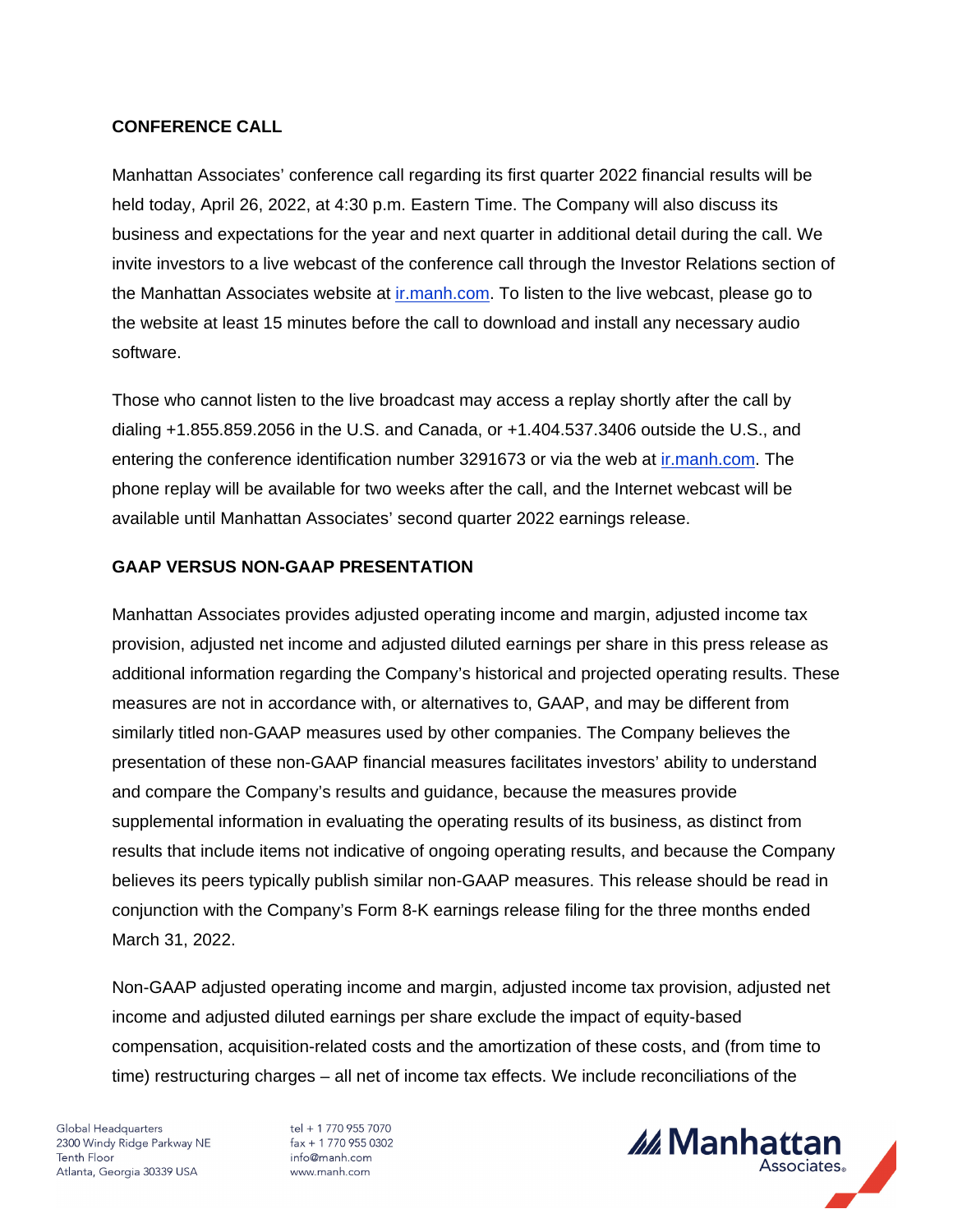**CONFERENCE CALL**

Manhattan Associates' conference call regarding its first quarter 2022 financial results will be held today, April 26, 2022, at 4:30 p.m. Eastern Time. The Company will also discuss its business and expectations for the year and next quarter in additional detail during the call. We invite investors to a live webcast of the conference call through the Investor Relations section of the Manhattan Associates website at ir.manh.com. To listen to the live webcast, please go to the website at least 15 minutes before the call to download and install any necessary audio software.

Those who cannot listen to the live broadcast may access a replay shortly after the call by dialing +1.855.859.2056 in the U.S. and Canada, or +1.404.537.3406 outside the U.S., and entering the conference identification number 3291673 or via the web at ir.manh.com. The phone replay will be available for two weeks after the call, and the Internet webcast will be available until Manhattan Associates' second quarter 2022 earnings release.

**GAAP VERSUS NON-GAAP PRESENTATION**

Manhattan Associates provides adjusted operating income and margin, adjusted income tax provision, adjusted net income and adjusted diluted earnings per share in this press release as additional information regarding the Company's historical and projected operating results. These measures are not in accordance with, or alternatives to, GAAP, and may be different from similarly titled non-GAAP measures used by other companies. The Company believes the presentation of these non-GAAP financial measures facilitates investors' ability to understand and compare the Company's results and guidance, because the measures provide supplemental information in evaluating the operating results of its business, as distinct from results that include items not indicative of ongoing operating results, and because the Company believes its peers typically publish similar non-GAAP measures. This release should be read in conjunction with the Company's Form 8-K earnings release filing for the three months ended March 31, 2022.

Non-GAAP adjusted operating income and margin, adjusted income tax provision, adjusted net income and adjusted diluted earnings per share exclude the impact of equity-based compensation, acquisition-related costs and the amortization of these costs, and (from time to time) restructuring charges – all net of income tax effects. We include reconciliations of the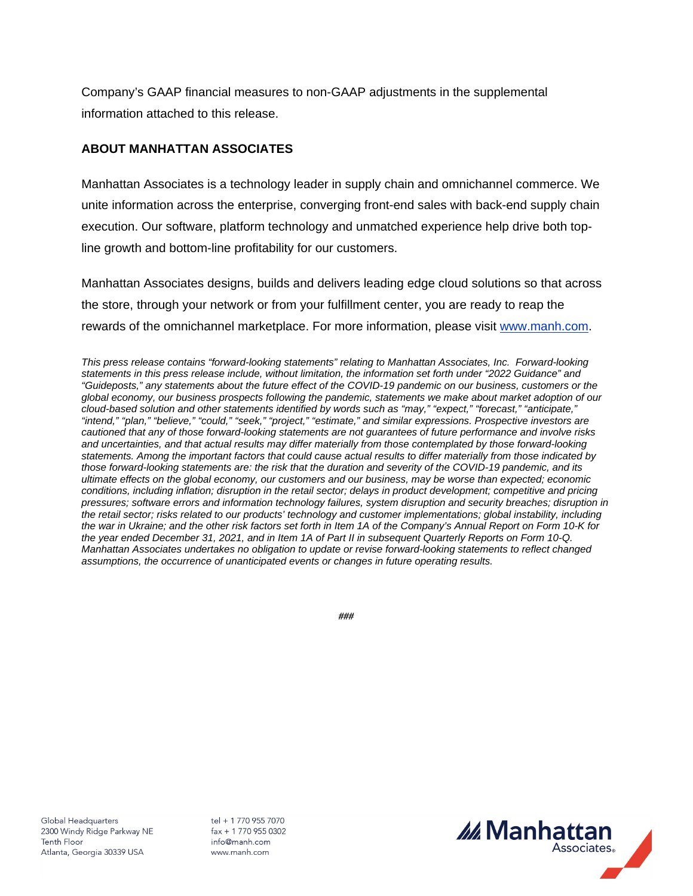Company's GAAP financial measures to non-GAAP adjustments in the supplemental information attached to this release.

**ABOUT MANHATTAN ASSOCIATES**

Manhattan Associates is a technology leader in supply chain and omnichannel commerce. We unite information across the enterprise, converging front-end sales with back-end supply chain execution. Our software, platform technology and unmatched experience help drive both top-line growth and bottom-line profitability for our customers.

Manhattan Associates designs, builds and delivers leading edge cloud solutions so that across the store, through your network or from your fulfillment center, you are ready to reap the rewards of the omnichannel marketplace. For more information, please visit www.manh.com.

*This press release contains "forward-looking statements" relating to Manhattan Associates, Inc. Forward-looking statements in this press release include, without limitation, the information set forth under "2022 Guidance" and "Guideposts," any statements about the future effect of the COVID-19 pandemic on our business, customers or the global economy, our business prospects following the pandemic, statements we make about market adoption of our cloud-based solution and other statements identified by words such as "may," "expect," "forecast," "anticipate," "intend," "plan," "believe," "could," "seek," "project," "estimate," and similar expressions. Prospective investors are cautioned that any of those forward-looking statements are not guarantees of future performance and involve risks and uncertainties, and that actual results may differ materially from those contemplated by those forward-looking statements. Among the important factors that could cause actual results to differ materially from those indicated by those forward-looking statements are: the risk that the duration and severity of the COVID-19 pandemic, and its ultimate effects on the global economy, our customers and our business, may be worse than expected; economic conditions, including inflation; disruption in the retail sector; delays in product development; competitive and pricing pressures; software errors and information technology failures, system disruption and security breaches; disruption in the retail sector; risks related to our products' technology and customer implementations; global instability, including the war in Ukraine; and the other risk factors set forth in Item 1A of the Company's Annual Report on Form 10-K for the year ended December 31, 2021, and in Item 1A of Part II in subsequent Quarterly Reports on Form 10-Q. Manhattan Associates undertakes no obligation to update or revise forward-looking statements to reflect changed assumptions, the occurrence of unanticipated events or changes in future operating results.*

###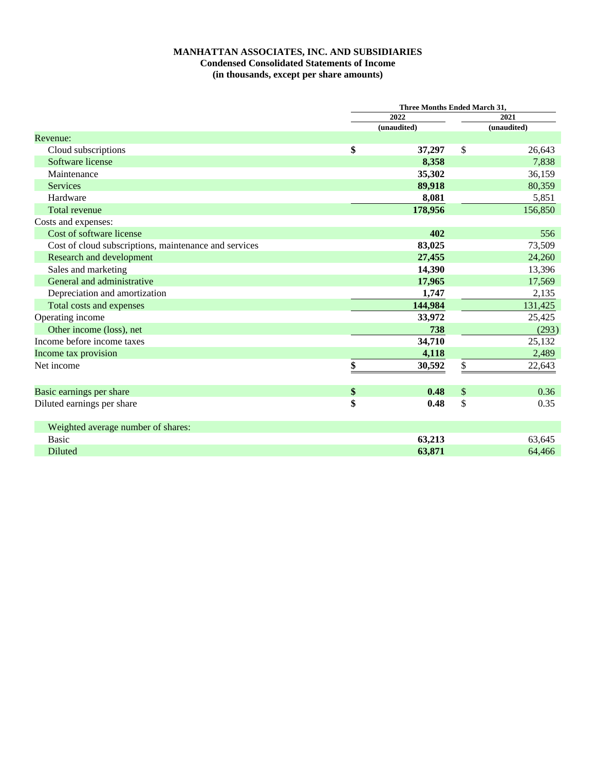**MANHATTAN ASSOCIATES, INC. AND SUBSIDIARIES**
**Condensed Consolidated Statements of Income**
**(in thousands, except per share amounts)**

| | Three Months Ended March 31, | |
|---|---|---|
| | 2022 | 2021 |
| | (unaudited) | (unaudited) |
| Revenue: | | |
| Cloud subscriptions | **$ 37,297** | $ 26,643 |
| Software license | **8,358** | 7,838 |
| Maintenance | **35,302** | 36,159 |
| Services | **89,918** | 80,359 |
| Hardware | **8,081** | 5,851 |
| Total revenue | **178,956** | 156,850 |
| Costs and expenses: | | |
| Cost of software license | **402** | 556 |
| Cost of cloud subscriptions, maintenance and services | **83,025** | 73,509 |
| Research and development | **27,455** | 24,260 |
| Sales and marketing | **14,390** | 13,396 |
| General and administrative | **17,965** | 17,569 |
| Depreciation and amortization | **1,747** | 2,135 |
| Total costs and expenses | **144,984** | 131,425 |
| Operating income | **33,972** | 25,425 |
| Other income (loss), net | **738** | (293) |
| Income before income taxes | **34,710** | 25,132 |
| Income tax provision | **4,118** | 2,489 |
| Net income | **$ 30,592** | $ 22,643 |
| | | |
| Basic earnings per share | **$ 0.48** | $ 0.36 |
| Diluted earnings per share | **$ 0.48** | $ 0.35 |
| | | |
| Weighted average number of shares: | | |
| Basic | **63,213** | 63,645 |
| Diluted | **63,871** | 64,466 |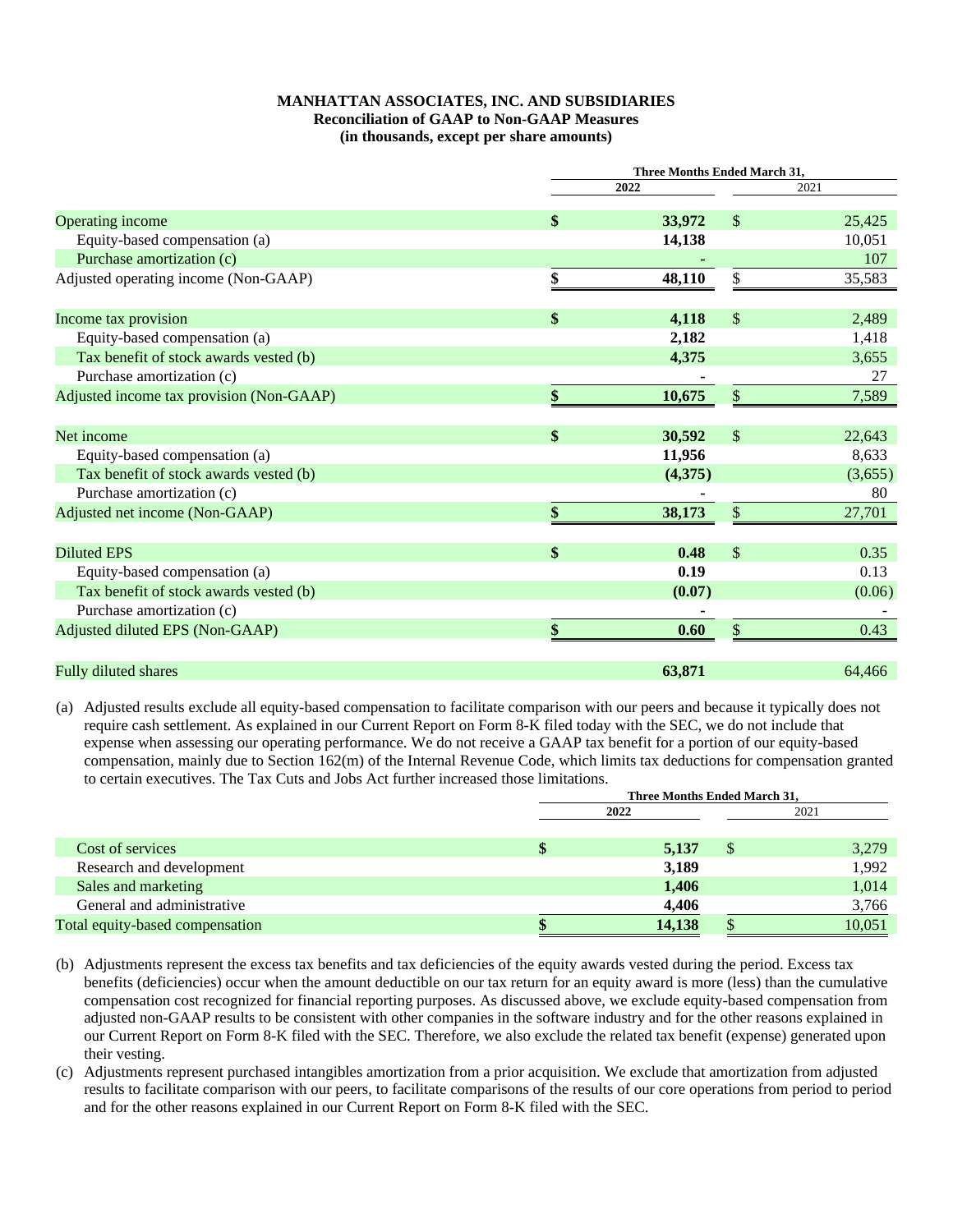**MANHATTAN ASSOCIATES, INC. AND SUBSIDIARIES**
**Reconciliation of GAAP to Non-GAAP Measures**
**(in thousands, except per share amounts)**

| | Three Months Ended March 31, | |
|---|---|---|
| | **2022** | 2021 |
| Operating income | **$ 33,972** | $ 25,425 |
| Equity-based compensation (a) | **14,138** | 10,051 |
| Purchase amortization (c) | **-** | 107 |
| Adjusted operating income (Non-GAAP) | **$ 48,110** | $ 35,583 |
| | | |
| Income tax provision | **$ 4,118** | $ 2,489 |
| Equity-based compensation (a) | **2,182** | 1,418 |
| Tax benefit of stock awards vested (b) | **4,375** | 3,655 |
| Purchase amortization (c) | **-** | 27 |
| Adjusted income tax provision (Non-GAAP) | **$ 10,675** | $ 7,589 |
| | | |
| Net income | **$ 30,592** | $ 22,643 |
| Equity-based compensation (a) | **11,956** | 8,633 |
| Tax benefit of stock awards vested (b) | **(4,375)** | (3,655) |
| Purchase amortization (c) | **-** | 80 |
| Adjusted net income (Non-GAAP) | **$ 38,173** | $ 27,701 |
| | | |
| Diluted EPS | **$ 0.48** | $ 0.35 |
| Equity-based compensation (a) | **0.19** | 0.13 |
| Tax benefit of stock awards vested (b) | **(0.07)** | (0.06) |
| Purchase amortization (c) | **-** | - |
| Adjusted diluted EPS (Non-GAAP) | **$ 0.60** | $ 0.43 |
| | | |
| Fully diluted shares | **63,871** | 64,466 |

(a) Adjusted results exclude all equity-based compensation to facilitate comparison with our peers and because it typically does not require cash settlement. As explained in our Current Report on Form 8-K filed today with the SEC, we do not include that expense when assessing our operating performance. We do not receive a GAAP tax benefit for a portion of our equity-based compensation, mainly due to Section 162(m) of the Internal Revenue Code, which limits tax deductions for compensation granted to certain executives. The Tax Cuts and Jobs Act further increased those limitations.

| | Three Months Ended March 31, | |
|---|---|---|
| | **2022** | 2021 |
| Cost of services | **$ 5,137** | $ 3,279 |
| Research and development | **3,189** | 1,992 |
| Sales and marketing | **1,406** | 1,014 |
| General and administrative | **4,406** | 3,766 |
| Total equity-based compensation | **$ 14,138** | $ 10,051 |

(b) Adjustments represent the excess tax benefits and tax deficiencies of the equity awards vested during the period. Excess tax benefits (deficiencies) occur when the amount deductible on our tax return for an equity award is more (less) than the cumulative compensation cost recognized for financial reporting purposes. As discussed above, we exclude equity-based compensation from adjusted non-GAAP results to be consistent with other companies in the software industry and for the other reasons explained in our Current Report on Form 8-K filed with the SEC. Therefore, we also exclude the related tax benefit (expense) generated upon their vesting.

(c) Adjustments represent purchased intangibles amortization from a prior acquisition. We exclude that amortization from adjusted results to facilitate comparison with our peers, to facilitate comparisons of the results of our core operations from period to period and for the other reasons explained in our Current Report on Form 8-K filed with the SEC.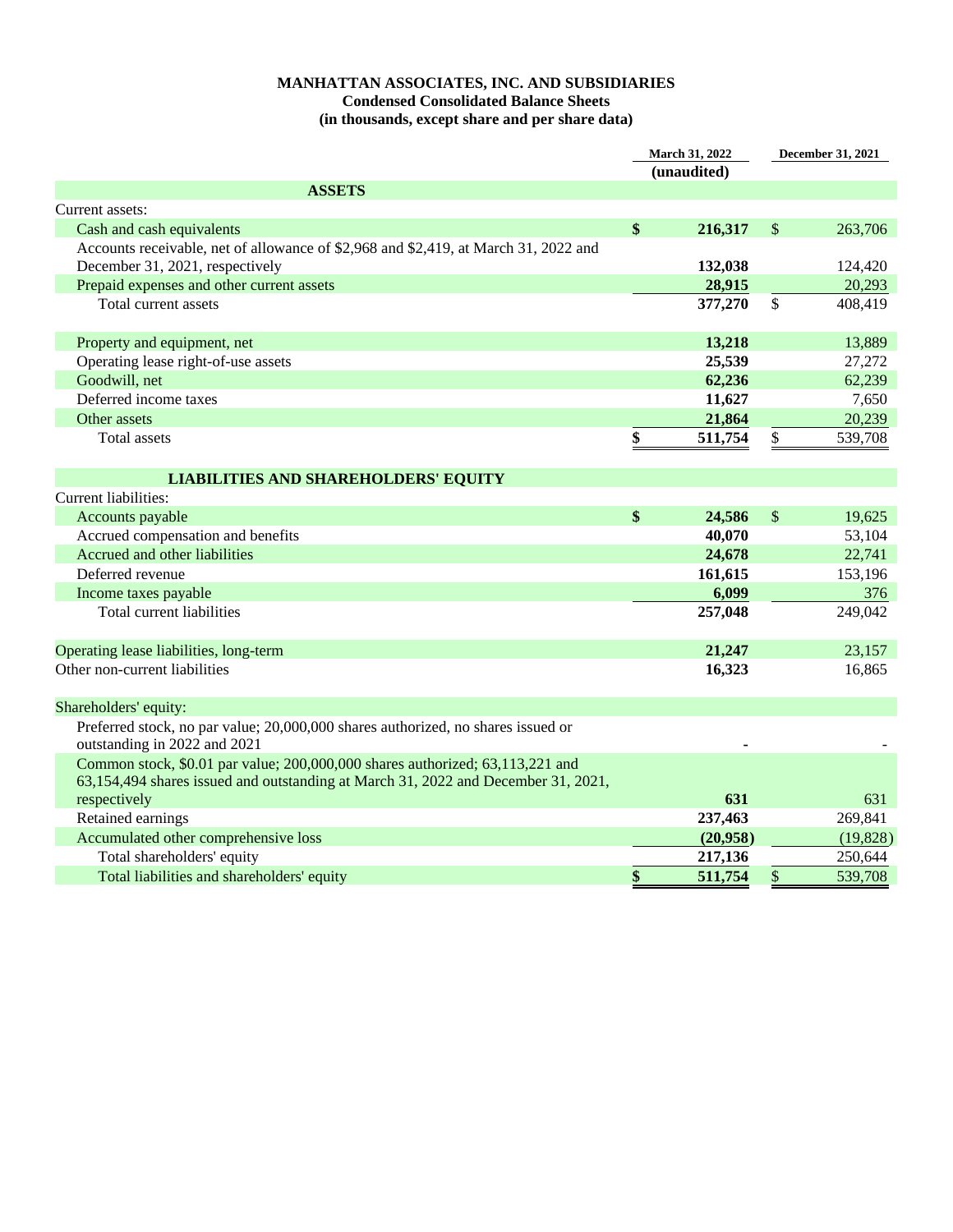**MANHATTAN ASSOCIATES, INC. AND SUBSIDIARIES**
**Condensed Consolidated Balance Sheets**
**(in thousands, except share and per share data)**

| | March 31, 2022 (unaudited) | December 31, 2021 |
|---|---|---|
| **ASSETS** | | |
| Current assets: | | |
| Cash and cash equivalents | **$ 216,317** | $ 263,706 |
| Accounts receivable, net of allowance of $2,968 and $2,419, at March 31, 2022 and December 31, 2021, respectively | **132,038** | 124,420 |
| Prepaid expenses and other current assets | **28,915** | 20,293 |
| Total current assets | **377,270** | $ 408,419 |
| | | |
| Property and equipment, net | **13,218** | 13,889 |
| Operating lease right-of-use assets | **25,539** | 27,272 |
| Goodwill, net | **62,236** | 62,239 |
| Deferred income taxes | **11,627** | 7,650 |
| Other assets | **21,864** | 20,239 |
| Total assets | **$ 511,754** | $ 539,708 |
| | | |
| **LIABILITIES AND SHAREHOLDERS' EQUITY** | | |
| Current liabilities: | | |
| Accounts payable | **$ 24,586** | $ 19,625 |
| Accrued compensation and benefits | **40,070** | 53,104 |
| Accrued and other liabilities | **24,678** | 22,741 |
| Deferred revenue | **161,615** | 153,196 |
| Income taxes payable | **6,099** | 376 |
| Total current liabilities | **257,048** | 249,042 |
| | | |
| Operating lease liabilities, long-term | **21,247** | 23,157 |
| Other non-current liabilities | **16,323** | 16,865 |
| | | |
| Shareholders' equity: | | |
| Preferred stock, no par value; 20,000,000 shares authorized, no shares issued or outstanding in 2022 and 2021 | **-** | - |
| Common stock, $0.01 par value; 200,000,000 shares authorized; 63,113,221 and 63,154,494 shares issued and outstanding at March 31, 2022 and December 31, 2021, respectively | **631** | 631 |
| Retained earnings | **237,463** | 269,841 |
| Accumulated other comprehensive loss | **(20,958)** | (19,828) |
| Total shareholders' equity | **217,136** | 250,644 |
| Total liabilities and shareholders' equity | **$ 511,754** | $ 539,708 |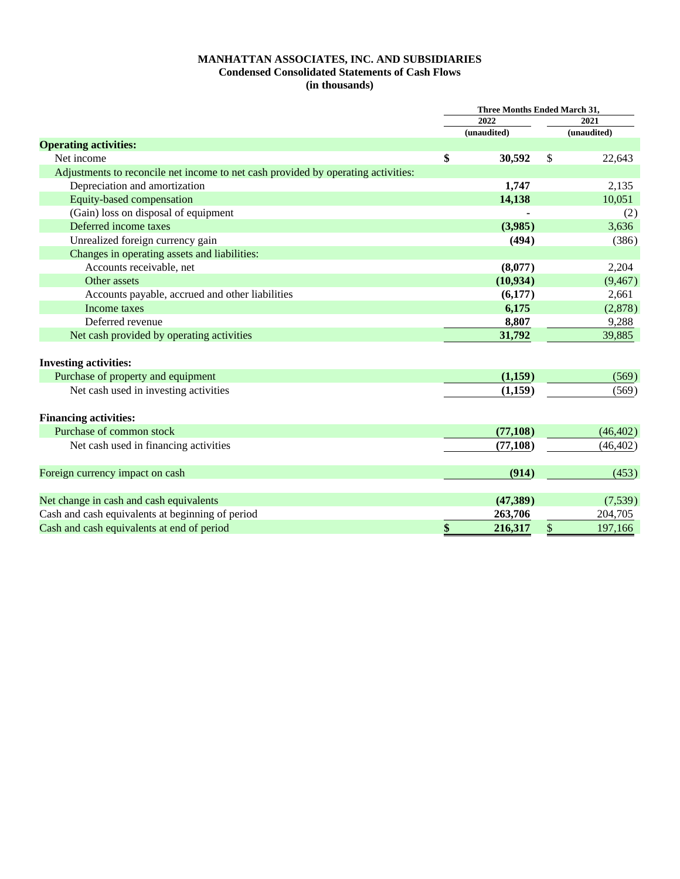**MANHATTAN ASSOCIATES, INC. AND SUBSIDIARIES**
**Condensed Consolidated Statements of Cash Flows**
**(in thousands)**

| | Three Months Ended March 31, | |
|---|---|---|
| | 2022 | 2021 |
| | (unaudited) | (unaudited) |
| **Operating activities:** | | |
| Net income | $ 30,592 | $ 22,643 |
| Adjustments to reconcile net income to net cash provided by operating activities: | | |
| Depreciation and amortization | 1,747 | 2,135 |
| Equity-based compensation | 14,138 | 10,051 |
| (Gain) loss on disposal of equipment | - | (2) |
| Deferred income taxes | (3,985) | 3,636 |
| Unrealized foreign currency gain | (494) | (386) |
| Changes in operating assets and liabilities: | | |
| Accounts receivable, net | (8,077) | 2,204 |
| Other assets | (10,934) | (9,467) |
| Accounts payable, accrued and other liabilities | (6,177) | 2,661 |
| Income taxes | 6,175 | (2,878) |
| Deferred revenue | 8,807 | 9,288 |
| Net cash provided by operating activities | 31,792 | 39,885 |
| **Investing activities:** | | |
| Purchase of property and equipment | (1,159) | (569) |
| Net cash used in investing activities | (1,159) | (569) |
| **Financing activities:** | | |
| Purchase of common stock | (77,108) | (46,402) |
| Net cash used in financing activities | (77,108) | (46,402) |
| Foreign currency impact on cash | (914) | (453) |
| Net change in cash and cash equivalents | (47,389) | (7,539) |
| Cash and cash equivalents at beginning of period | 263,706 | 204,705 |
| Cash and cash equivalents at end of period | $ 216,317 | $ 197,166 |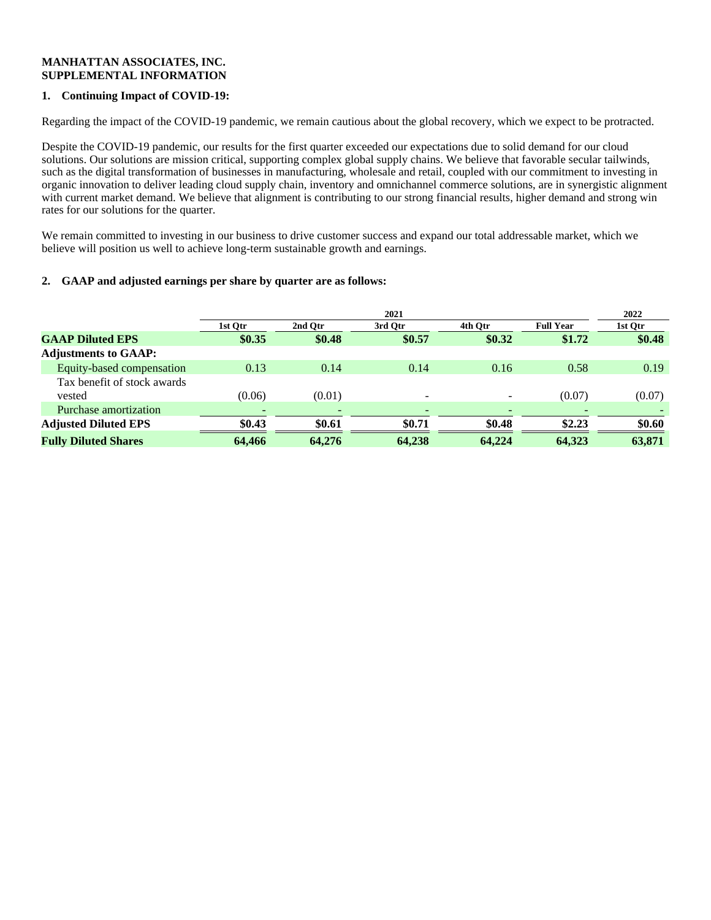**MANHATTAN ASSOCIATES, INC.**
**SUPPLEMENTAL INFORMATION**

**1. Continuing Impact of COVID-19:**

Regarding the impact of the COVID-19 pandemic, we remain cautious about the global recovery, which we expect to be protracted.

Despite the COVID-19 pandemic, our results for the first quarter exceeded our expectations due to solid demand for our cloud solutions. Our solutions are mission critical, supporting complex global supply chains. We believe that favorable secular tailwinds, such as the digital transformation of businesses in manufacturing, wholesale and retail, coupled with our commitment to investing in organic innovation to deliver leading cloud supply chain, inventory and omnichannel commerce solutions, are in synergistic alignment with current market demand. We believe that alignment is contributing to our strong financial results, higher demand and strong win rates for our solutions for the quarter.

We remain committed to investing in our business to drive customer success and expand our total addressable market, which we believe will position us well to achieve long-term sustainable growth and earnings.

**2. GAAP and adjusted earnings per share by quarter are as follows:**

| | 2021 | | | | | 2022 |
|---|---|---|---|---|---|---|
| | 1st Qtr | 2nd Qtr | 3rd Qtr | 4th Qtr | Full Year | 1st Qtr |
| **GAAP Diluted EPS** | **$0.35** | **$0.48** | **$0.57** | **$0.32** | **$1.72** | **$0.48** |
| **Adjustments to GAAP:** | | | | | | |
| Equity-based compensation | 0.13 | 0.14 | 0.14 | 0.16 | 0.58 | 0.19 |
| Tax benefit of stock awards vested | (0.06) | (0.01) | - | - | (0.07) | (0.07) |
| Purchase amortization | - | - | - | - | - | - |
| **Adjusted Diluted EPS** | **$0.43** | **$0.61** | **$0.71** | **$0.48** | **$2.23** | **$0.60** |
| **Fully Diluted Shares** | **64,466** | **64,276** | **64,238** | **64,224** | **64,323** | **63,871** |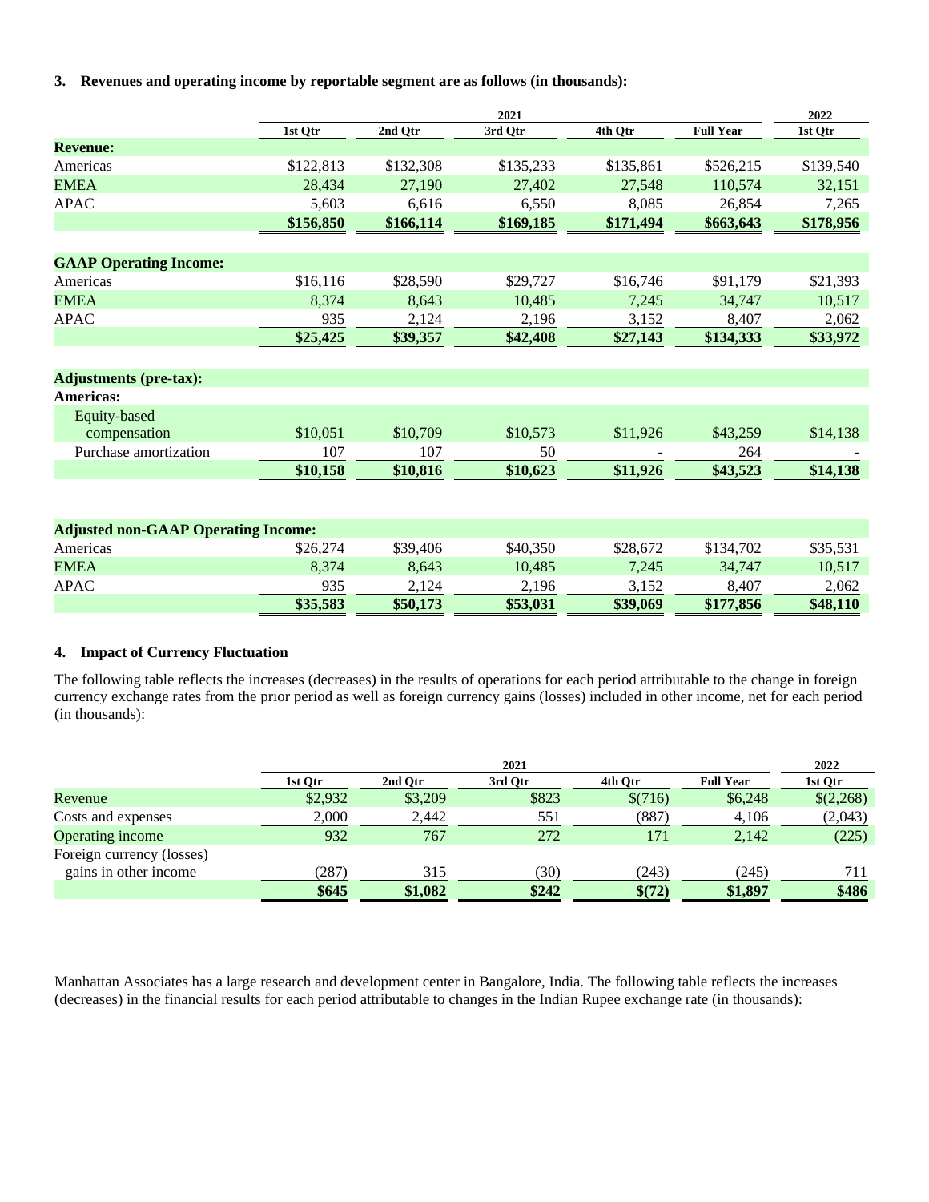### 3. Revenues and operating income by reportable segment are as follows (in thousands):

| | 2021 | | | | | 2022 |
|---|---|---|---|---|---|---|
| | 1st Qtr | 2nd Qtr | 3rd Qtr | 4th Qtr | Full Year | 1st Qtr |
| **Revenue:** | | | | | | |
| Americas | $122,813 | $132,308 | $135,233 | $135,861 | $526,215 | $139,540 |
| EMEA | 28,434 | 27,190 | 27,402 | 27,548 | 110,574 | 32,151 |
| APAC | 5,603 | 6,616 | 6,550 | 8,085 | 26,854 | 7,265 |
| | **$156,850** | **$166,114** | **$169,185** | **$171,494** | **$663,643** | **$178,956** |
| **GAAP Operating Income:** | | | | | | |
| Americas | $16,116 | $28,590 | $29,727 | $16,746 | $91,179 | $21,393 |
| EMEA | 8,374 | 8,643 | 10,485 | 7,245 | 34,747 | 10,517 |
| APAC | 935 | 2,124 | 2,196 | 3,152 | 8,407 | 2,062 |
| | **$25,425** | **$39,357** | **$42,408** | **$27,143** | **$134,333** | **$33,972** |
| **Adjustments (pre-tax):** | | | | | | |
| **Americas:** | | | | | | |
| Equity-based compensation | $10,051 | $10,709 | $10,573 | $11,926 | $43,259 | $14,138 |
| Purchase amortization | 107 | 107 | 50 | - | 264 | - |
| | **$10,158** | **$10,816** | **$10,623** | **$11,926** | **$43,523** | **$14,138** |
| **Adjusted non-GAAP Operating Income:** | | | | | | |
| Americas | $26,274 | $39,406 | $40,350 | $28,672 | $134,702 | $35,531 |
| EMEA | 8,374 | 8,643 | 10,485 | 7,245 | 34,747 | 10,517 |
| APAC | 935 | 2,124 | 2,196 | 3,152 | 8,407 | 2,062 |
| | **$35,583** | **$50,173** | **$53,031** | **$39,069** | **$177,856** | **$48,110** |

### 4. Impact of Currency Fluctuation

The following table reflects the increases (decreases) in the results of operations for each period attributable to the change in foreign currency exchange rates from the prior period as well as foreign currency gains (losses) included in other income, net for each period (in thousands):

| | 2021 | | | | | 2022 |
|---|---|---|---|---|---|---|
| | 1st Qtr | 2nd Qtr | 3rd Qtr | 4th Qtr | Full Year | 1st Qtr |
| Revenue | $2,932 | $3,209 | $823 | $(716) | $6,248 | $(2,268) |
| Costs and expenses | 2,000 | 2,442 | 551 | (887) | 4,106 | (2,043) |
| Operating income | 932 | 767 | 272 | 171 | 2,142 | (225) |
| Foreign currency (losses) gains in other income | (287) | 315 | (30) | (243) | (245) | 711 |
| | **$645** | **$1,082** | **$242** | **$(72)** | **$1,897** | **$486** |

Manhattan Associates has a large research and development center in Bangalore, India. The following table reflects the increases (decreases) in the financial results for each period attributable to changes in the Indian Rupee exchange rate (in thousands):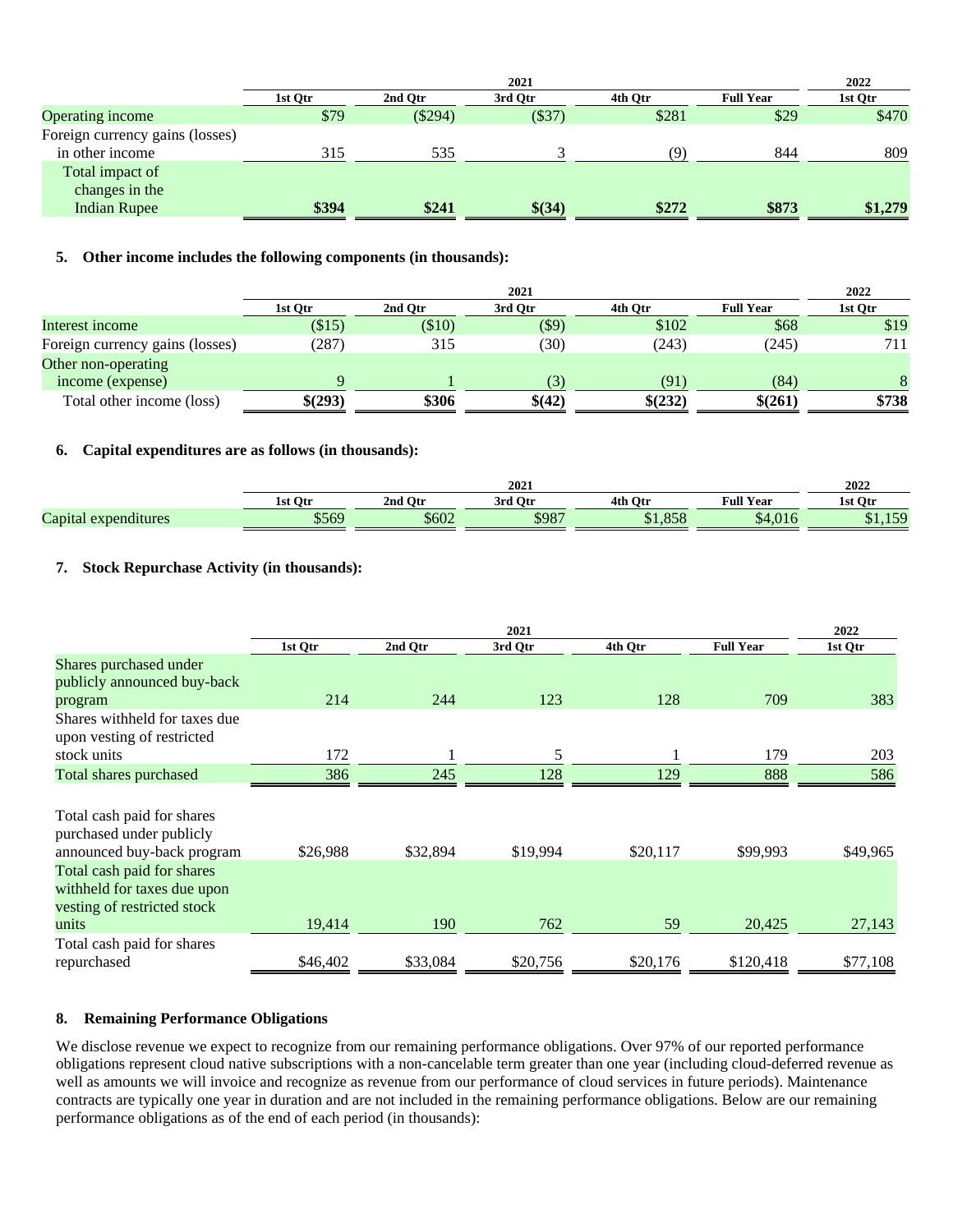| | 2021 | | | | | 2022 |
|---|---|---|---|---|---|---|
| | 1st Qtr | 2nd Qtr | 3rd Qtr | 4th Qtr | Full Year | 1st Qtr |
| Operating income | $79 | ($294) | ($37) | $281 | $29 | $470 |
| Foreign currency gains (losses) in other income | 315 | 535 | 3 | (9) | 844 | 809 |
| Total impact of changes in the Indian Rupee | **$394** | **$241** | **$(34)** | **$272** | **$873** | **$1,279** |

**5. Other income includes the following components (in thousands):**

| | 2021 | | | | | 2022 |
|---|---|---|---|---|---|---|
| | 1st Qtr | 2nd Qtr | 3rd Qtr | 4th Qtr | Full Year | 1st Qtr |
| Interest income | ($15) | ($10) | ($9) | $102 | $68 | $19 |
| Foreign currency gains (losses) | (287) | 315 | (30) | (243) | (245) | 711 |
| Other non-operating income (expense) | 9 | 1 | (3) | (91) | (84) | 8 |
| Total other income (loss) | **$(293)** | **$306** | **$(42)** | **$(232)** | **$(261)** | **$738** |

**6. Capital expenditures are as follows (in thousands):**

| | 2021 | | | | | 2022 |
|---|---|---|---|---|---|---|
| | 1st Qtr | 2nd Qtr | 3rd Qtr | 4th Qtr | Full Year | 1st Qtr |
| Capital expenditures | $569 | $602 | $987 | $1,858 | $4,016 | $1,159 |

**7. Stock Repurchase Activity (in thousands):**

| | 2021 | | | | | 2022 |
|---|---|---|---|---|---|---|
| | 1st Qtr | 2nd Qtr | 3rd Qtr | 4th Qtr | Full Year | 1st Qtr |
| Shares purchased under publicly announced buy-back program | 214 | 244 | 123 | 128 | 709 | 383 |
| Shares withheld for taxes due upon vesting of restricted stock units | 172 | 1 | 5 | 1 | 179 | 203 |
| Total shares purchased | 386 | 245 | 128 | 129 | 888 | 586 |
| | | | | | | |
| Total cash paid for shares purchased under publicly announced buy-back program | $26,988 | $32,894 | $19,994 | $20,117 | $99,993 | $49,965 |
| Total cash paid for shares withheld for taxes due upon vesting of restricted stock units | 19,414 | 190 | 762 | 59 | 20,425 | 27,143 |
| Total cash paid for shares repurchased | $46,402 | $33,084 | $20,756 | $20,176 | $120,418 | $77,108 |

**8. Remaining Performance Obligations**

We disclose revenue we expect to recognize from our remaining performance obligations. Over 97% of our reported performance obligations represent cloud native subscriptions with a non-cancelable term greater than one year (including cloud-deferred revenue as well as amounts we will invoice and recognize as revenue from our performance of cloud services in future periods). Maintenance contracts are typically one year in duration and are not included in the remaining performance obligations. Below are our remaining performance obligations as of the end of each period (in thousands):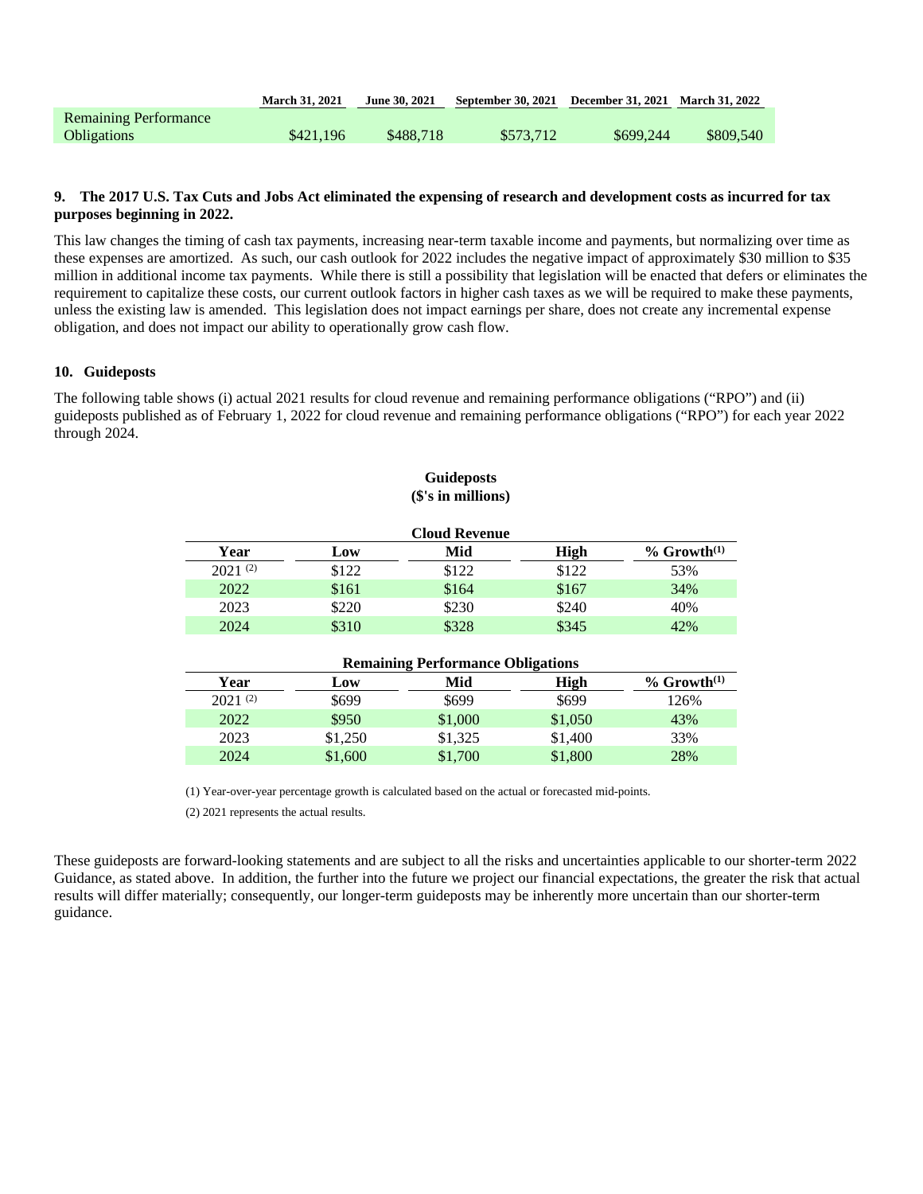| | March 31, 2021 | June 30, 2021 | September 30, 2021 | December 31, 2021 | March 31, 2022 |
|---|---|---|---|---|---|
| Remaining Performance Obligations | $421,196 | $488,718 | $573,712 | $699,244 | $809,540 |

**9. The 2017 U.S. Tax Cuts and Jobs Act eliminated the expensing of research and development costs as incurred for tax purposes beginning in 2022.**

This law changes the timing of cash tax payments, increasing near-term taxable income and payments, but normalizing over time as these expenses are amortized. As such, our cash outlook for 2022 includes the negative impact of approximately $30 million to $35 million in additional income tax payments. While there is still a possibility that legislation will be enacted that defers or eliminates the requirement to capitalize these costs, our current outlook factors in higher cash taxes as we will be required to make these payments, unless the existing law is amended. This legislation does not impact earnings per share, does not create any incremental expense obligation, and does not impact our ability to operationally grow cash flow.

**10. Guideposts**

The following table shows (i) actual 2021 results for cloud revenue and remaining performance obligations ("RPO") and (ii) guideposts published as of February 1, 2022 for cloud revenue and remaining performance obligations ("RPO") for each year 2022 through 2024.

**Guideposts**
**($'s in millions)**

**Cloud Revenue**

| Year | Low | Mid | High | % Growth[1] |
|---|---|---|---|---|
| 2021 [2] | $122 | $122 | $122 | 53% |
| 2022 | $161 | $164 | $167 | 34% |
| 2023 | $220 | $230 | $240 | 40% |
| 2024 | $310 | $328 | $345 | 42% |

**Remaining Performance Obligations**

| Year | Low | Mid | High | % Growth[1] |
|---|---|---|---|---|
| 2021 [2] | $699 | $699 | $699 | 126% |
| 2022 | $950 | $1,000 | $1,050 | 43% |
| 2023 | $1,250 | $1,325 | $1,400 | 33% |
| 2024 | $1,600 | $1,700 | $1,800 | 28% |

(1) Year-over-year percentage growth is calculated based on the actual or forecasted mid-points.

(2) 2021 represents the actual results.

These guideposts are forward-looking statements and are subject to all the risks and uncertainties applicable to our shorter-term 2022 Guidance, as stated above. In addition, the further into the future we project our financial expectations, the greater the risk that actual results will differ materially; consequently, our longer-term guideposts may be inherently more uncertain than our shorter-term guidance.